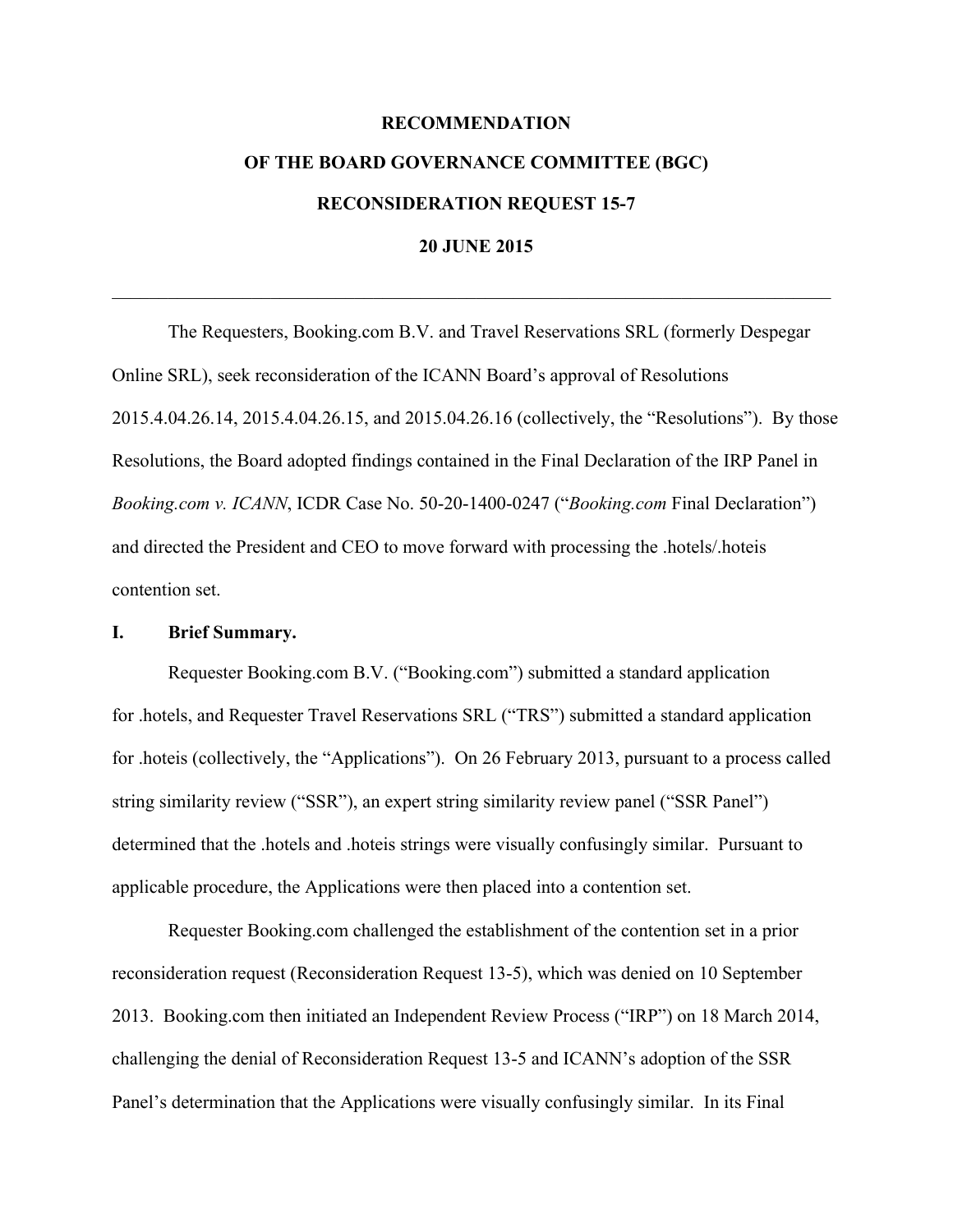# RECOMMENDATION

# OF THE BOARD GOVERNANCE COMMITTEE (BGC)

# RECONSIDERATION REQUEST 15-7

# 20 JUNE 2015

---

The Requesters, Booking.com B.V. and Travel Reservations SRL (formerly Despegar Online SRL), seek reconsideration of the ICANN Board's approval of Resolutions 2015.4.04.26.14, 2015.4.04.26.15, and 2015.04.26.16 (collectively, the "Resolutions"). By those Resolutions, the Board adopted findings contained in the Final Declaration of the IRP Panel in *Booking.com v. ICANN*, ICDR Case No. 50-20-1400-0247 ("*Booking.com* Final Declaration") and directed the President and CEO to move forward with processing the .hotels/.hoteis contention set.

## I. Brief Summary.

Requester Booking.com B.V. ("Booking.com") submitted a standard application for .hotels, and Requester Travel Reservations SRL ("TRS") submitted a standard application for .hoteis (collectively, the "Applications"). On 26 February 2013, pursuant to a process called string similarity review ("SSR"), an expert string similarity review panel ("SSR Panel") determined that the .hotels and .hoteis strings were visually confusingly similar. Pursuant to applicable procedure, the Applications were then placed into a contention set.

Requester Booking.com challenged the establishment of the contention set in a prior reconsideration request (Reconsideration Request 13-5), which was denied on 10 September 2013. Booking.com then initiated an Independent Review Process ("IRP") on 18 March 2014, challenging the denial of Reconsideration Request 13-5 and ICANN's adoption of the SSR Panel's determination that the Applications were visually confusingly similar. In its Final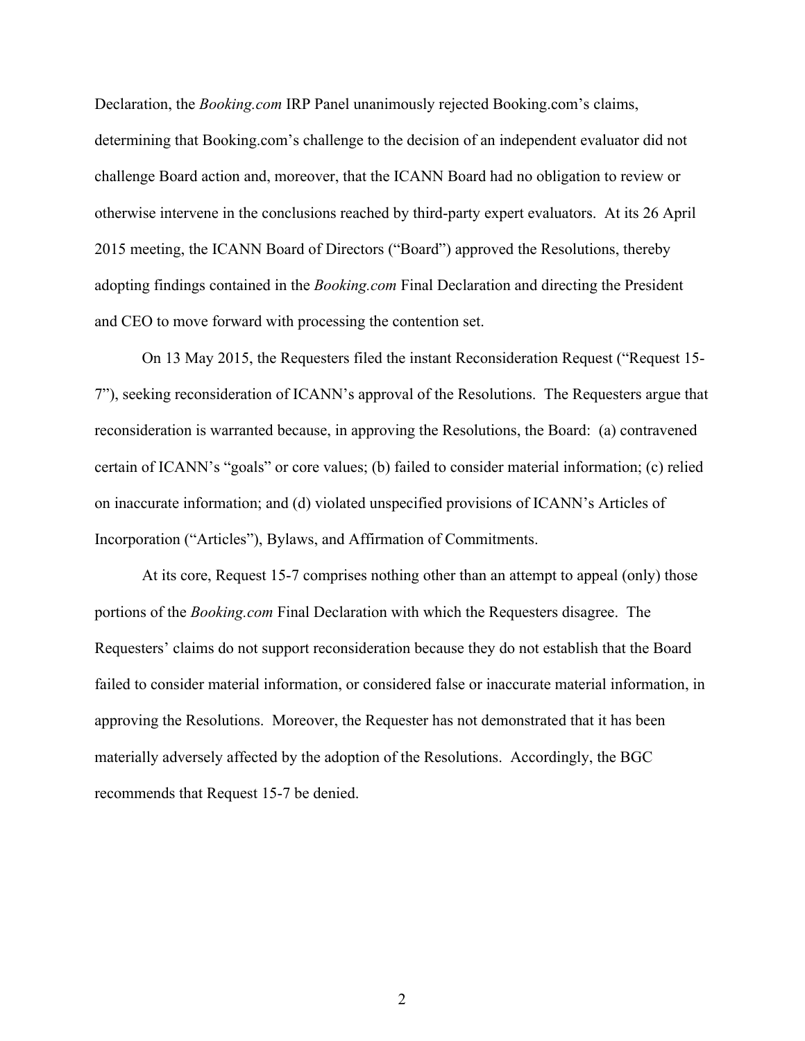Declaration, the *Booking.com* IRP Panel unanimously rejected Booking.com's claims, determining that Booking.com's challenge to the decision of an independent evaluator did not challenge Board action and, moreover, that the ICANN Board had no obligation to review or otherwise intervene in the conclusions reached by third-party expert evaluators. At its 26 April 2015 meeting, the ICANN Board of Directors ("Board") approved the Resolutions, thereby adopting findings contained in the *Booking.com* Final Declaration and directing the President and CEO to move forward with processing the contention set.

On 13 May 2015, the Requesters filed the instant Reconsideration Request ("Request 15-7"), seeking reconsideration of ICANN's approval of the Resolutions. The Requesters argue that reconsideration is warranted because, in approving the Resolutions, the Board: (a) contravened certain of ICANN's "goals" or core values; (b) failed to consider material information; (c) relied on inaccurate information; and (d) violated unspecified provisions of ICANN's Articles of Incorporation ("Articles"), Bylaws, and Affirmation of Commitments.

At its core, Request 15-7 comprises nothing other than an attempt to appeal (only) those portions of the *Booking.com* Final Declaration with which the Requesters disagree. The Requesters' claims do not support reconsideration because they do not establish that the Board failed to consider material information, or considered false or inaccurate material information, in approving the Resolutions. Moreover, the Requester has not demonstrated that it has been materially adversely affected by the adoption of the Resolutions. Accordingly, the BGC recommends that Request 15-7 be denied.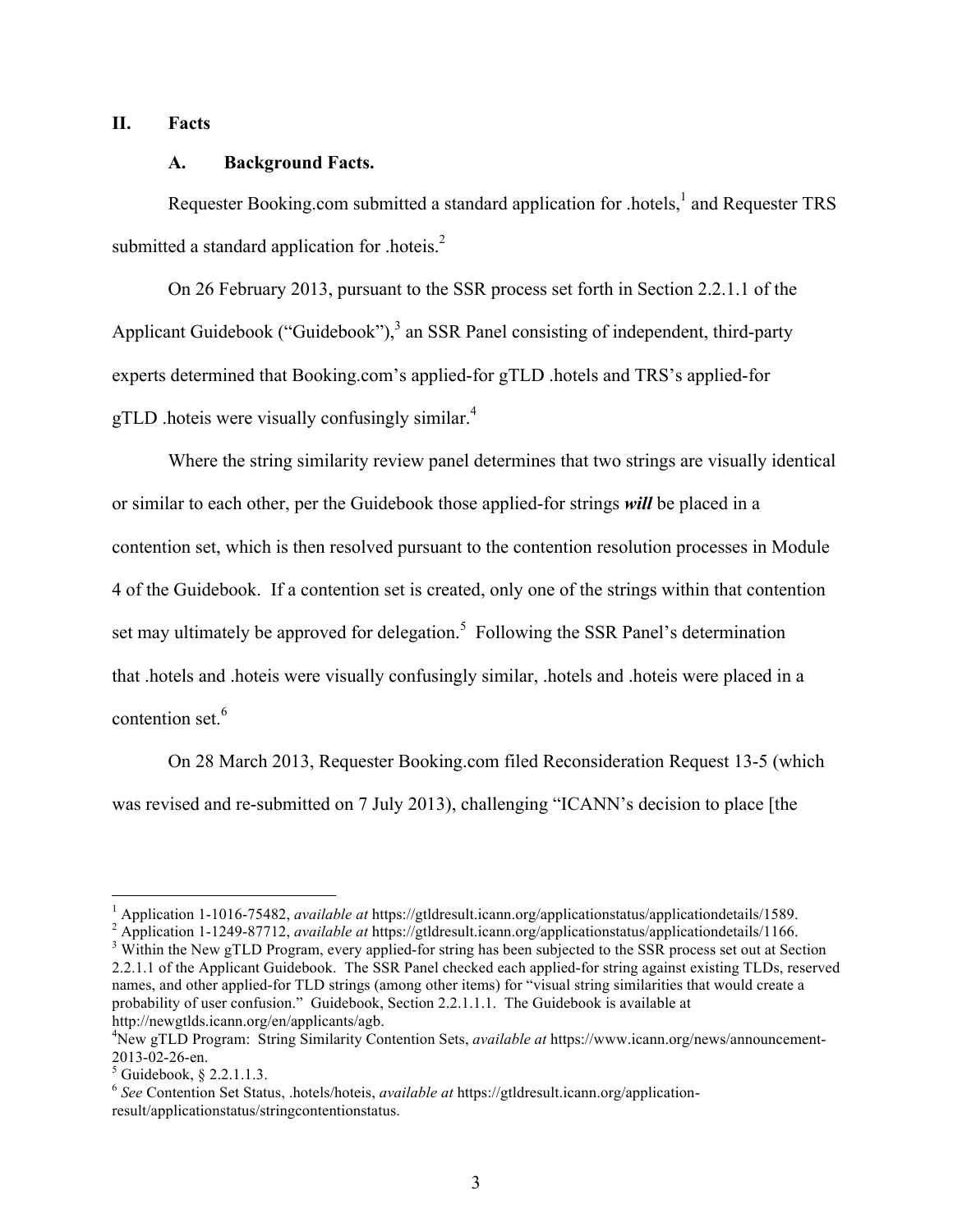## II. Facts

### A. Background Facts.

Requester Booking.com submitted a standard application for .hotels,[1] and Requester TRS submitted a standard application for .hoteis.[2]

On 26 February 2013, pursuant to the SSR process set forth in Section 2.2.1.1 of the Applicant Guidebook ("Guidebook"),[3] an SSR Panel consisting of independent, third-party experts determined that Booking.com's applied-for gTLD .hotels and TRS's applied-for gTLD .hoteis were visually confusingly similar.[4]

Where the string similarity review panel determines that two strings are visually identical or similar to each other, per the Guidebook those applied-for strings ***will*** be placed in a contention set, which is then resolved pursuant to the contention resolution processes in Module 4 of the Guidebook. If a contention set is created, only one of the strings within that contention set may ultimately be approved for delegation.[5] Following the SSR Panel's determination that .hotels and .hoteis were visually confusingly similar, .hotels and .hoteis were placed in a contention set.[6]

On 28 March 2013, Requester Booking.com filed Reconsideration Request 13-5 (which was revised and re-submitted on 7 July 2013), challenging "ICANN's decision to place [the

---

[1] Application 1-1016-75482, *available at* https://gtldresult.icann.org/applicationstatus/applicationdetails/1589.

[2] Application 1-1249-87712, *available at* https://gtldresult.icann.org/applicationstatus/applicationdetails/1166.

[3] Within the New gTLD Program, every applied-for string has been subjected to the SSR process set out at Section 2.2.1.1 of the Applicant Guidebook. The SSR Panel checked each applied-for string against existing TLDs, reserved names, and other applied-for TLD strings (among other items) for "visual string similarities that would create a probability of user confusion." Guidebook, Section 2.2.1.1.1. The Guidebook is available at http://newgtlds.icann.org/en/applicants/agb.

[4] New gTLD Program: String Similarity Contention Sets, *available at* https://www.icann.org/news/announcement-2013-02-26-en.

[5] Guidebook, § 2.2.1.1.3.

[6] *See* Contention Set Status, .hotels/hoteis, *available at* https://gtldresult.icann.org/application-result/applicationstatus/stringcontentionstatus.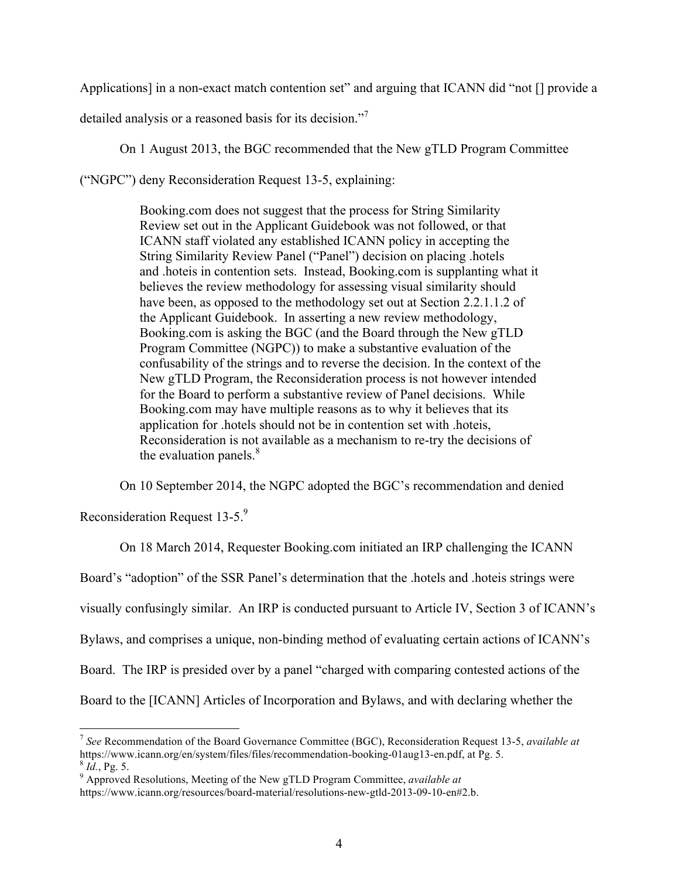Applications] in a non-exact match contention set" and arguing that ICANN did "not [] provide a detailed analysis or a reasoned basis for its decision."[7]

On 1 August 2013, the BGC recommended that the New gTLD Program Committee ("NGPC") deny Reconsideration Request 13-5, explaining:

> Booking.com does not suggest that the process for String Similarity Review set out in the Applicant Guidebook was not followed, or that ICANN staff violated any established ICANN policy in accepting the String Similarity Review Panel ("Panel") decision on placing .hotels and .hoteis in contention sets. Instead, Booking.com is supplanting what it believes the review methodology for assessing visual similarity should have been, as opposed to the methodology set out at Section 2.2.1.1.2 of the Applicant Guidebook. In asserting a new review methodology, Booking.com is asking the BGC (and the Board through the New gTLD Program Committee (NGPC)) to make a substantive evaluation of the confusability of the strings and to reverse the decision. In the context of the New gTLD Program, the Reconsideration process is not however intended for the Board to perform a substantive review of Panel decisions. While Booking.com may have multiple reasons as to why it believes that its application for .hotels should not be in contention set with .hoteis, Reconsideration is not available as a mechanism to re-try the decisions of the evaluation panels.[8]

On 10 September 2014, the NGPC adopted the BGC's recommendation and denied Reconsideration Request 13-5.[9]

On 18 March 2014, Requester Booking.com initiated an IRP challenging the ICANN Board's "adoption" of the SSR Panel's determination that the .hotels and .hoteis strings were visually confusingly similar. An IRP is conducted pursuant to Article IV, Section 3 of ICANN's Bylaws, and comprises a unique, non-binding method of evaluating certain actions of ICANN's Board. The IRP is presided over by a panel "charged with comparing contested actions of the Board to the [ICANN] Articles of Incorporation and Bylaws, and with declaring whether the

---

[7] *See* Recommendation of the Board Governance Committee (BGC), Reconsideration Request 13-5, *available at* https://www.icann.org/en/system/files/files/recommendation-booking-01aug13-en.pdf, at Pg. 5.

[8] *Id.*, Pg. 5.

[9] Approved Resolutions, Meeting of the New gTLD Program Committee, *available at* https://www.icann.org/resources/board-material/resolutions-new-gtld-2013-09-10-en#2.b.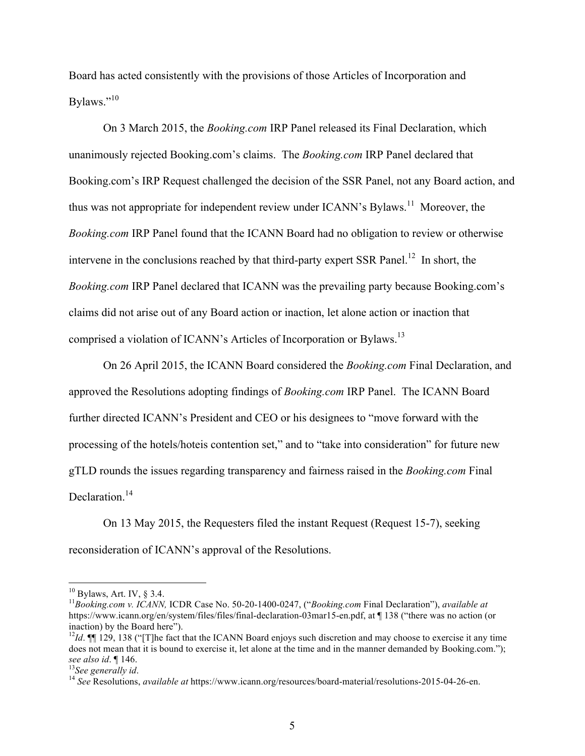Board has acted consistently with the provisions of those Articles of Incorporation and Bylaws."[10]

On 3 March 2015, the *Booking.com* IRP Panel released its Final Declaration, which unanimously rejected Booking.com's claims. The *Booking.com* IRP Panel declared that Booking.com's IRP Request challenged the decision of the SSR Panel, not any Board action, and thus was not appropriate for independent review under ICANN's Bylaws.[11] Moreover, the *Booking.com* IRP Panel found that the ICANN Board had no obligation to review or otherwise intervene in the conclusions reached by that third-party expert SSR Panel.[12] In short, the *Booking.com* IRP Panel declared that ICANN was the prevailing party because Booking.com's claims did not arise out of any Board action or inaction, let alone action or inaction that comprised a violation of ICANN's Articles of Incorporation or Bylaws.[13]

On 26 April 2015, the ICANN Board considered the *Booking.com* Final Declaration, and approved the Resolutions adopting findings of *Booking.com* IRP Panel. The ICANN Board further directed ICANN's President and CEO or his designees to "move forward with the processing of the hotels/hoteis contention set," and to "take into consideration" for future new gTLD rounds the issues regarding transparency and fairness raised in the *Booking.com* Final Declaration.[14]

On 13 May 2015, the Requesters filed the instant Request (Request 15-7), seeking reconsideration of ICANN's approval of the Resolutions.

---

[10] Bylaws, Art. IV, § 3.4.

[11] *Booking.com v. ICANN,* ICDR Case No. 50-20-1400-0247, ("*Booking.com* Final Declaration"), *available at* https://www.icann.org/en/system/files/files/final-declaration-03mar15-en.pdf, at ¶ 138 ("there was no action (or inaction) by the Board here").

[12] *Id*. ¶¶ 129, 138 ("[T]he fact that the ICANN Board enjoys such discretion and may choose to exercise it any time does not mean that it is bound to exercise it, let alone at the time and in the manner demanded by Booking.com."); *see also id*. ¶ 146.

[13] *See generally id*.

[14] *See* Resolutions, *available at* https://www.icann.org/resources/board-material/resolutions-2015-04-26-en.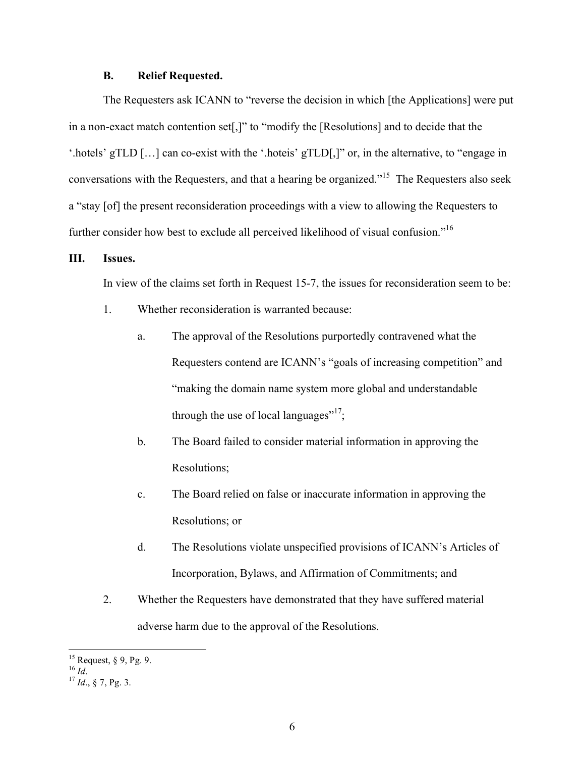### B. Relief Requested.

The Requesters ask ICANN to "reverse the decision in which [the Applications] were put in a non-exact match contention set[,]" to "modify the [Resolutions] and to decide that the '.hotels' gTLD […] can co-exist with the '.hoteis' gTLD[,]" or, in the alternative, to "engage in conversations with the Requesters, and that a hearing be organized."[15] The Requesters also seek a "stay [of] the present reconsideration proceedings with a view to allowing the Requesters to further consider how best to exclude all perceived likelihood of visual confusion."[16]

## III. Issues.

In view of the claims set forth in Request 15-7, the issues for reconsideration seem to be:

1. Whether reconsideration is warranted because:
   a. The approval of the Resolutions purportedly contravened what the Requesters contend are ICANN's "goals of increasing competition" and "making the domain name system more global and understandable through the use of local languages"[17];
   b. The Board failed to consider material information in approving the Resolutions;
   c. The Board relied on false or inaccurate information in approving the Resolutions; or
   d. The Resolutions violate unspecified provisions of ICANN's Articles of Incorporation, Bylaws, and Affirmation of Commitments; and
2. Whether the Requesters have demonstrated that they have suffered material adverse harm due to the approval of the Resolutions.

---

[15] Request, § 9, Pg. 9.
[16] *Id*.
[17] *Id*., § 7, Pg. 3.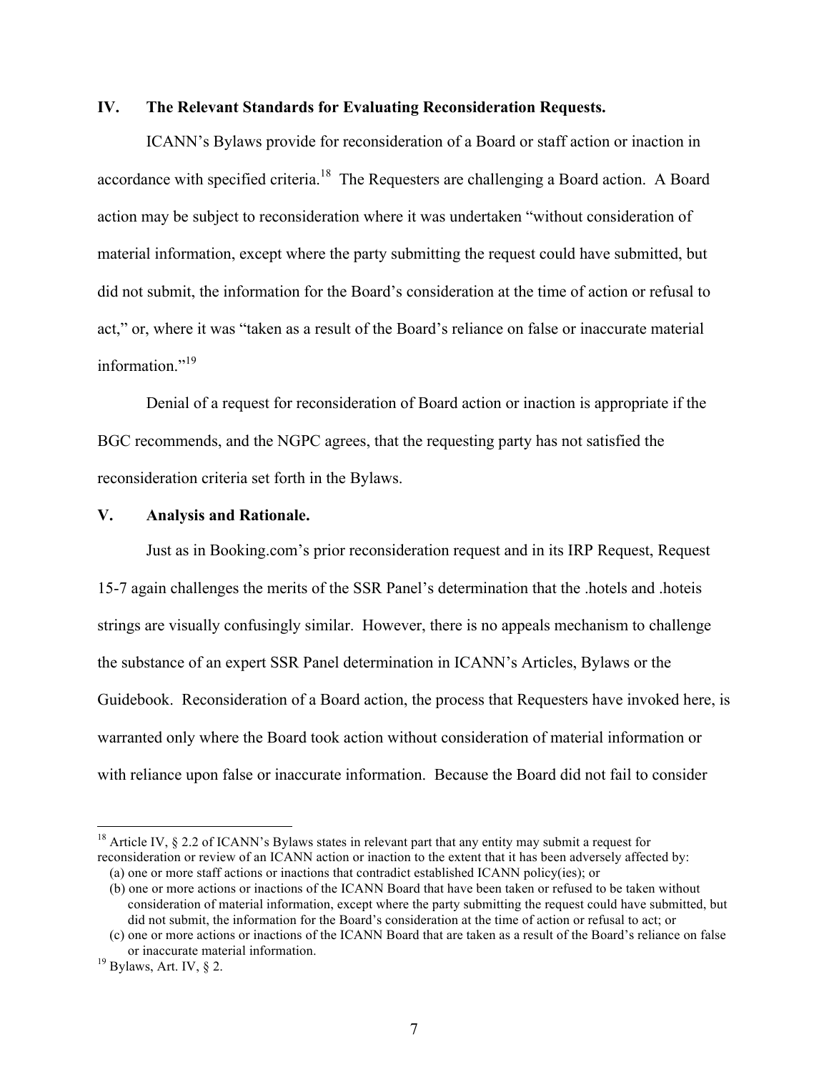## IV. The Relevant Standards for Evaluating Reconsideration Requests.

ICANN's Bylaws provide for reconsideration of a Board or staff action or inaction in accordance with specified criteria.[18] The Requesters are challenging a Board action. A Board action may be subject to reconsideration where it was undertaken "without consideration of material information, except where the party submitting the request could have submitted, but did not submit, the information for the Board's consideration at the time of action or refusal to act," or, where it was "taken as a result of the Board's reliance on false or inaccurate material information."[19]

Denial of a request for reconsideration of Board action or inaction is appropriate if the BGC recommends, and the NGPC agrees, that the requesting party has not satisfied the reconsideration criteria set forth in the Bylaws.

## V. Analysis and Rationale.

Just as in Booking.com's prior reconsideration request and in its IRP Request, Request 15-7 again challenges the merits of the SSR Panel's determination that the .hotels and .hoteis strings are visually confusingly similar. However, there is no appeals mechanism to challenge the substance of an expert SSR Panel determination in ICANN's Articles, Bylaws or the Guidebook. Reconsideration of a Board action, the process that Requesters have invoked here, is warranted only where the Board took action without consideration of material information or with reliance upon false or inaccurate information. Because the Board did not fail to consider

---

[18] Article IV, § 2.2 of ICANN's Bylaws states in relevant part that any entity may submit a request for reconsideration or review of an ICANN action or inaction to the extent that it has been adversely affected by:

(a) one or more staff actions or inactions that contradict established ICANN policy(ies); or

(b) one or more actions or inactions of the ICANN Board that have been taken or refused to be taken without consideration of material information, except where the party submitting the request could have submitted, but did not submit, the information for the Board's consideration at the time of action or refusal to act; or

(c) one or more actions or inactions of the ICANN Board that are taken as a result of the Board's reliance on false or inaccurate material information.

[19] Bylaws, Art. IV, § 2.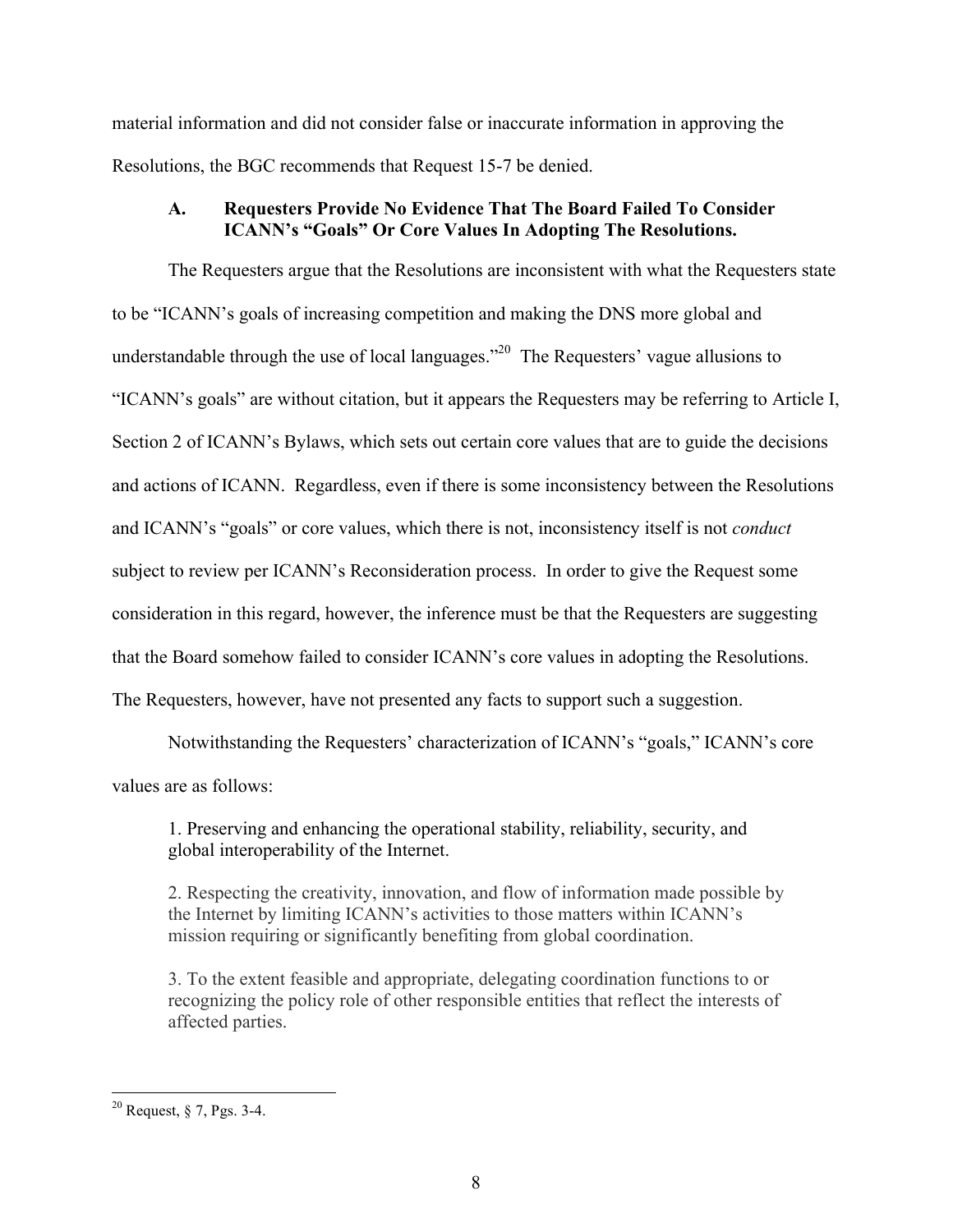material information and did not consider false or inaccurate information in approving the Resolutions, the BGC recommends that Request 15-7 be denied.

### A. Requesters Provide No Evidence That The Board Failed To Consider ICANN's "Goals" Or Core Values In Adopting The Resolutions.

The Requesters argue that the Resolutions are inconsistent with what the Requesters state to be "ICANN's goals of increasing competition and making the DNS more global and understandable through the use of local languages."[20] The Requesters' vague allusions to "ICANN's goals" are without citation, but it appears the Requesters may be referring to Article I, Section 2 of ICANN's Bylaws, which sets out certain core values that are to guide the decisions and actions of ICANN. Regardless, even if there is some inconsistency between the Resolutions and ICANN's "goals" or core values, which there is not, inconsistency itself is not *conduct* subject to review per ICANN's Reconsideration process. In order to give the Request some consideration in this regard, however, the inference must be that the Requesters are suggesting that the Board somehow failed to consider ICANN's core values in adopting the Resolutions. The Requesters, however, have not presented any facts to support such a suggestion.

Notwithstanding the Requesters' characterization of ICANN's "goals," ICANN's core values are as follows:

> 1. Preserving and enhancing the operational stability, reliability, security, and global interoperability of the Internet.
>
> 2. Respecting the creativity, innovation, and flow of information made possible by the Internet by limiting ICANN's activities to those matters within ICANN's mission requiring or significantly benefiting from global coordination.
>
> 3. To the extent feasible and appropriate, delegating coordination functions to or recognizing the policy role of other responsible entities that reflect the interests of affected parties.

---

[20] Request, § 7, Pgs. 3-4.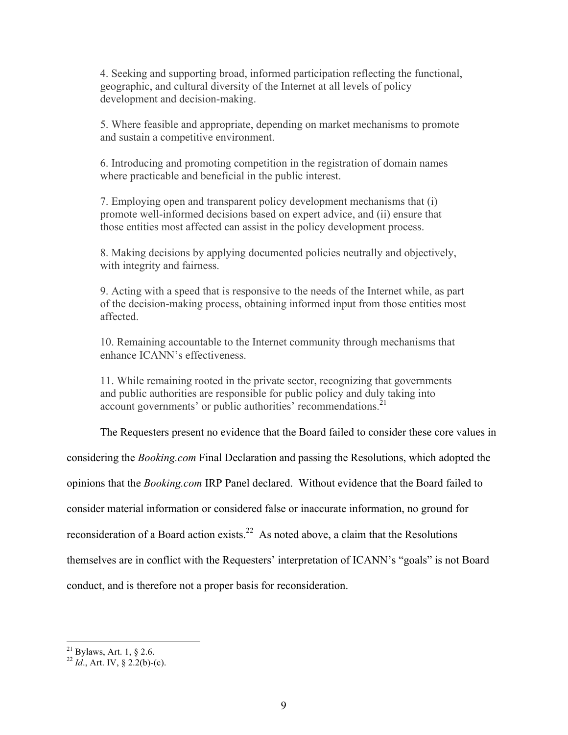> 4. Seeking and supporting broad, informed participation reflecting the functional, geographic, and cultural diversity of the Internet at all levels of policy development and decision-making.
>
> 5. Where feasible and appropriate, depending on market mechanisms to promote and sustain a competitive environment.
>
> 6. Introducing and promoting competition in the registration of domain names where practicable and beneficial in the public interest.
>
> 7. Employing open and transparent policy development mechanisms that (i) promote well-informed decisions based on expert advice, and (ii) ensure that those entities most affected can assist in the policy development process.
>
> 8. Making decisions by applying documented policies neutrally and objectively, with integrity and fairness.
>
> 9. Acting with a speed that is responsive to the needs of the Internet while, as part of the decision-making process, obtaining informed input from those entities most affected.
>
> 10. Remaining accountable to the Internet community through mechanisms that enhance ICANN's effectiveness.
>
> 11. While remaining rooted in the private sector, recognizing that governments and public authorities are responsible for public policy and duly taking into account governments' or public authorities' recommendations.[21]

The Requesters present no evidence that the Board failed to consider these core values in considering the *Booking.com* Final Declaration and passing the Resolutions, which adopted the opinions that the *Booking.com* IRP Panel declared. Without evidence that the Board failed to consider material information or considered false or inaccurate information, no ground for reconsideration of a Board action exists.[22] As noted above, a claim that the Resolutions themselves are in conflict with the Requesters' interpretation of ICANN's "goals" is not Board conduct, and is therefore not a proper basis for reconsideration.

---

[21] Bylaws, Art. 1, § 2.6.

[22] *Id*., Art. IV, § 2.2(b)-(c).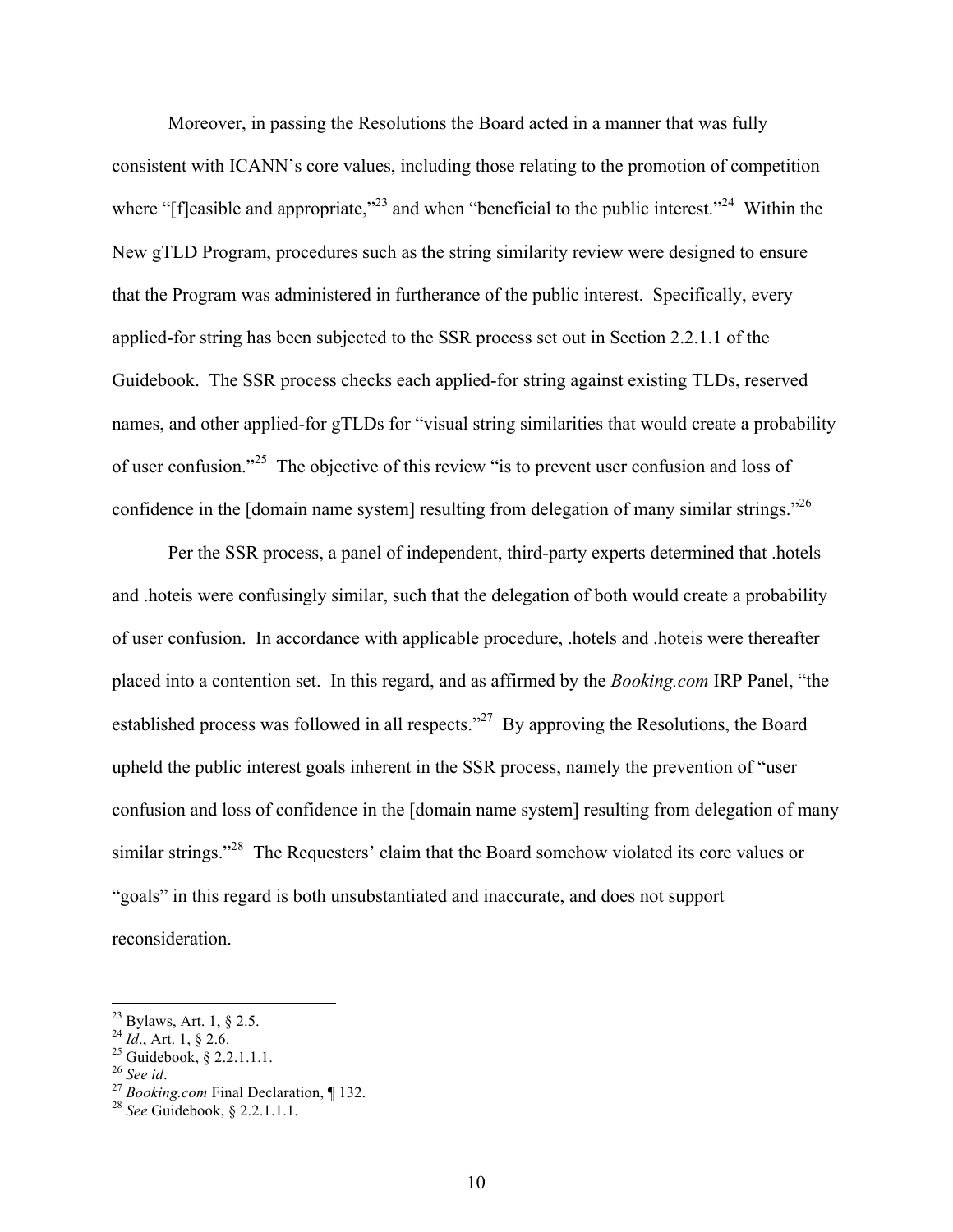Moreover, in passing the Resolutions the Board acted in a manner that was fully consistent with ICANN's core values, including those relating to the promotion of competition where "[f]easible and appropriate,"[23] and when "beneficial to the public interest."[24] Within the New gTLD Program, procedures such as the string similarity review were designed to ensure that the Program was administered in furtherance of the public interest. Specifically, every applied-for string has been subjected to the SSR process set out in Section 2.2.1.1 of the Guidebook. The SSR process checks each applied-for string against existing TLDs, reserved names, and other applied-for gTLDs for "visual string similarities that would create a probability of user confusion."[25] The objective of this review "is to prevent user confusion and loss of confidence in the [domain name system] resulting from delegation of many similar strings."[26]

Per the SSR process, a panel of independent, third-party experts determined that .hotels and .hoteis were confusingly similar, such that the delegation of both would create a probability of user confusion. In accordance with applicable procedure, .hotels and .hoteis were thereafter placed into a contention set. In this regard, and as affirmed by the *Booking.com* IRP Panel, "the established process was followed in all respects."[27] By approving the Resolutions, the Board upheld the public interest goals inherent in the SSR process, namely the prevention of "user confusion and loss of confidence in the [domain name system] resulting from delegation of many similar strings."[28] The Requesters' claim that the Board somehow violated its core values or "goals" in this regard is both unsubstantiated and inaccurate, and does not support reconsideration.

---

[23] Bylaws, Art. 1, § 2.5.
[24] *Id*., Art. 1, § 2.6.
[25] Guidebook, § 2.2.1.1.1.
[26] *See id*.
[27] *Booking.com* Final Declaration, ¶ 132.
[28] *See* Guidebook, § 2.2.1.1.1.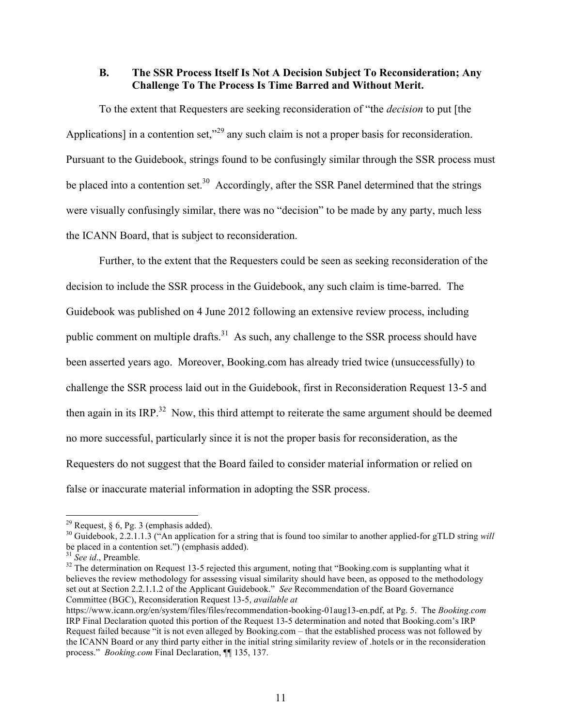### B. The SSR Process Itself Is Not A Decision Subject To Reconsideration; Any Challenge To The Process Is Time Barred and Without Merit.

To the extent that Requesters are seeking reconsideration of "the *decision* to put [the Applications] in a contention set,"[29] any such claim is not a proper basis for reconsideration. Pursuant to the Guidebook, strings found to be confusingly similar through the SSR process must be placed into a contention set.[30] Accordingly, after the SSR Panel determined that the strings were visually confusingly similar, there was no "decision" to be made by any party, much less the ICANN Board, that is subject to reconsideration.

Further, to the extent that the Requesters could be seen as seeking reconsideration of the decision to include the SSR process in the Guidebook, any such claim is time-barred. The Guidebook was published on 4 June 2012 following an extensive review process, including public comment on multiple drafts.[31] As such, any challenge to the SSR process should have been asserted years ago. Moreover, Booking.com has already tried twice (unsuccessfully) to challenge the SSR process laid out in the Guidebook, first in Reconsideration Request 13-5 and then again in its IRP.[32] Now, this third attempt to reiterate the same argument should be deemed no more successful, particularly since it is not the proper basis for reconsideration, as the Requesters do not suggest that the Board failed to consider material information or relied on false or inaccurate material information in adopting the SSR process.

---

[29] Request, § 6, Pg. 3 (emphasis added).

[30] Guidebook, 2.2.1.1.3 ("An application for a string that is found too similar to another applied-for gTLD string *will* be placed in a contention set.") (emphasis added).

[31] *See id*., Preamble.

[32] The determination on Request 13-5 rejected this argument, noting that "Booking.com is supplanting what it believes the review methodology for assessing visual similarity should have been, as opposed to the methodology set out at Section 2.2.1.1.2 of the Applicant Guidebook." *See* Recommendation of the Board Governance Committee (BGC), Reconsideration Request 13-5, *available at* https://www.icann.org/en/system/files/files/recommendation-booking-01aug13-en.pdf, at Pg. 5. The *Booking.com* IRP Final Declaration quoted this portion of the Request 13-5 determination and noted that Booking.com's IRP Request failed because "it is not even alleged by Booking.com – that the established process was not followed by the ICANN Board or any third party either in the initial string similarity review of .hotels or in the reconsideration process." *Booking.com* Final Declaration, ¶¶ 135, 137.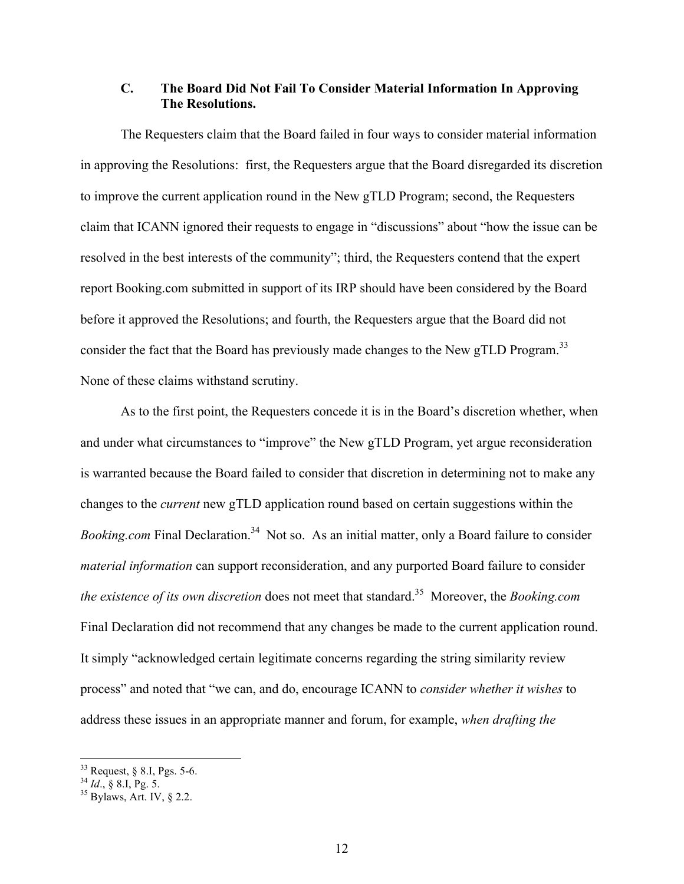### C. The Board Did Not Fail To Consider Material Information In Approving The Resolutions.

The Requesters claim that the Board failed in four ways to consider material information in approving the Resolutions: first, the Requesters argue that the Board disregarded its discretion to improve the current application round in the New gTLD Program; second, the Requesters claim that ICANN ignored their requests to engage in "discussions" about "how the issue can be resolved in the best interests of the community"; third, the Requesters contend that the expert report Booking.com submitted in support of its IRP should have been considered by the Board before it approved the Resolutions; and fourth, the Requesters argue that the Board did not consider the fact that the Board has previously made changes to the New gTLD Program.[33] None of these claims withstand scrutiny.

As to the first point, the Requesters concede it is in the Board's discretion whether, when and under what circumstances to "improve" the New gTLD Program, yet argue reconsideration is warranted because the Board failed to consider that discretion in determining not to make any changes to the *current* new gTLD application round based on certain suggestions within the *Booking.com* Final Declaration.[34] Not so. As an initial matter, only a Board failure to consider *material information* can support reconsideration, and any purported Board failure to consider *the existence of its own discretion* does not meet that standard.[35] Moreover, the *Booking.com* Final Declaration did not recommend that any changes be made to the current application round. It simply "acknowledged certain legitimate concerns regarding the string similarity review process" and noted that "we can, and do, encourage ICANN to *consider whether it wishes* to address these issues in an appropriate manner and forum, for example, *when drafting the*

---

[33] Request, § 8.I, Pgs. 5-6.

[34] *Id*., § 8.I, Pg. 5.

[35] Bylaws, Art. IV, § 2.2.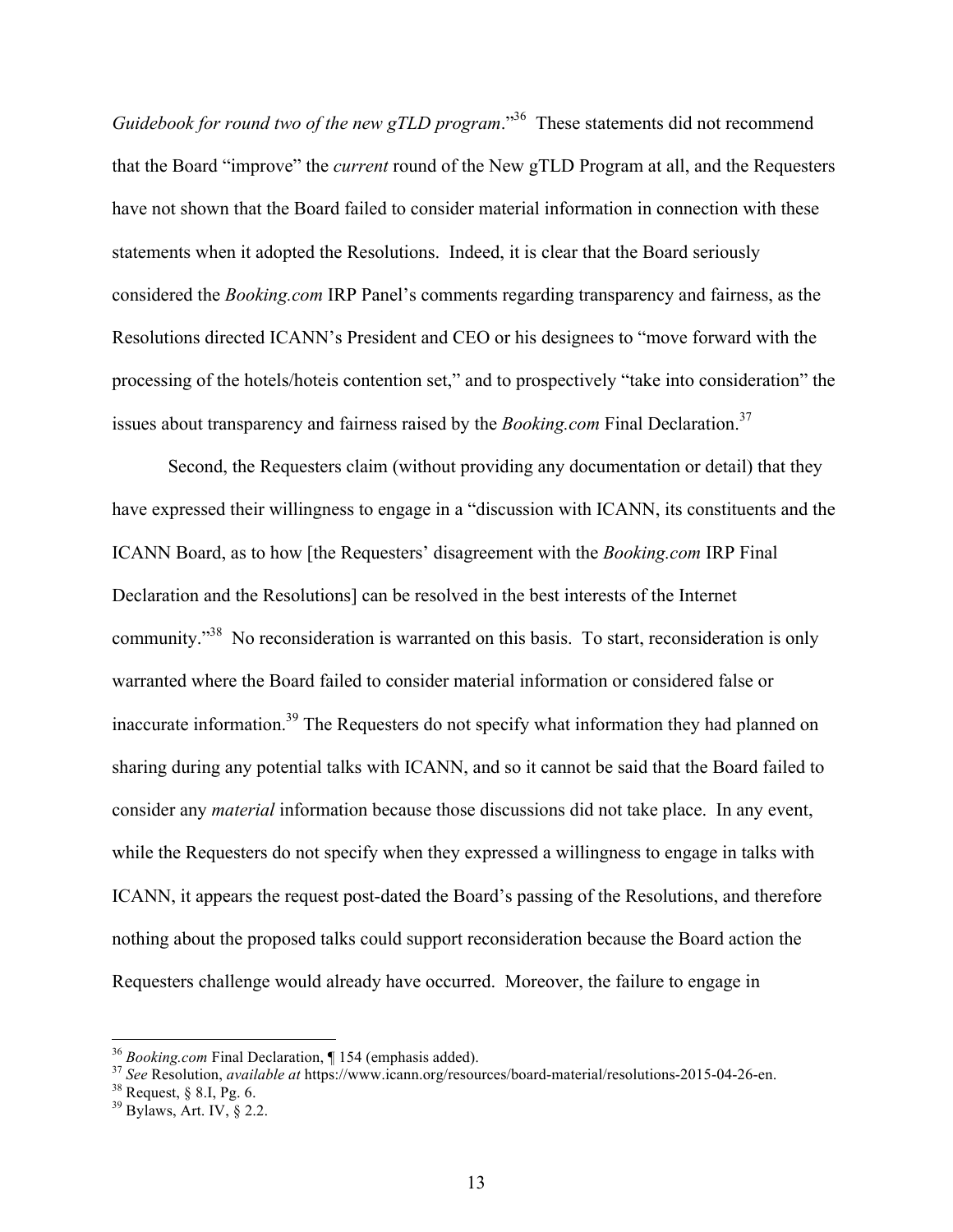*Guidebook for round two of the new gTLD program*."[36] These statements did not recommend that the Board "improve" the *current* round of the New gTLD Program at all, and the Requesters have not shown that the Board failed to consider material information in connection with these statements when it adopted the Resolutions. Indeed, it is clear that the Board seriously considered the *Booking.com* IRP Panel's comments regarding transparency and fairness, as the Resolutions directed ICANN's President and CEO or his designees to "move forward with the processing of the hotels/hoteis contention set," and to prospectively "take into consideration" the issues about transparency and fairness raised by the *Booking.com* Final Declaration.[37]

Second, the Requesters claim (without providing any documentation or detail) that they have expressed their willingness to engage in a "discussion with ICANN, its constituents and the ICANN Board, as to how [the Requesters' disagreement with the *Booking.com* IRP Final Declaration and the Resolutions] can be resolved in the best interests of the Internet community."[38] No reconsideration is warranted on this basis. To start, reconsideration is only warranted where the Board failed to consider material information or considered false or inaccurate information.[39] The Requesters do not specify what information they had planned on sharing during any potential talks with ICANN, and so it cannot be said that the Board failed to consider any *material* information because those discussions did not take place. In any event, while the Requesters do not specify when they expressed a willingness to engage in talks with ICANN, it appears the request post-dated the Board's passing of the Resolutions, and therefore nothing about the proposed talks could support reconsideration because the Board action the Requesters challenge would already have occurred. Moreover, the failure to engage in

---

[36] *Booking.com* Final Declaration, ¶ 154 (emphasis added).

[37] *See* Resolution, *available at* https://www.icann.org/resources/board-material/resolutions-2015-04-26-en.

[38] Request, § 8.I, Pg. 6.

[39] Bylaws, Art. IV, § 2.2.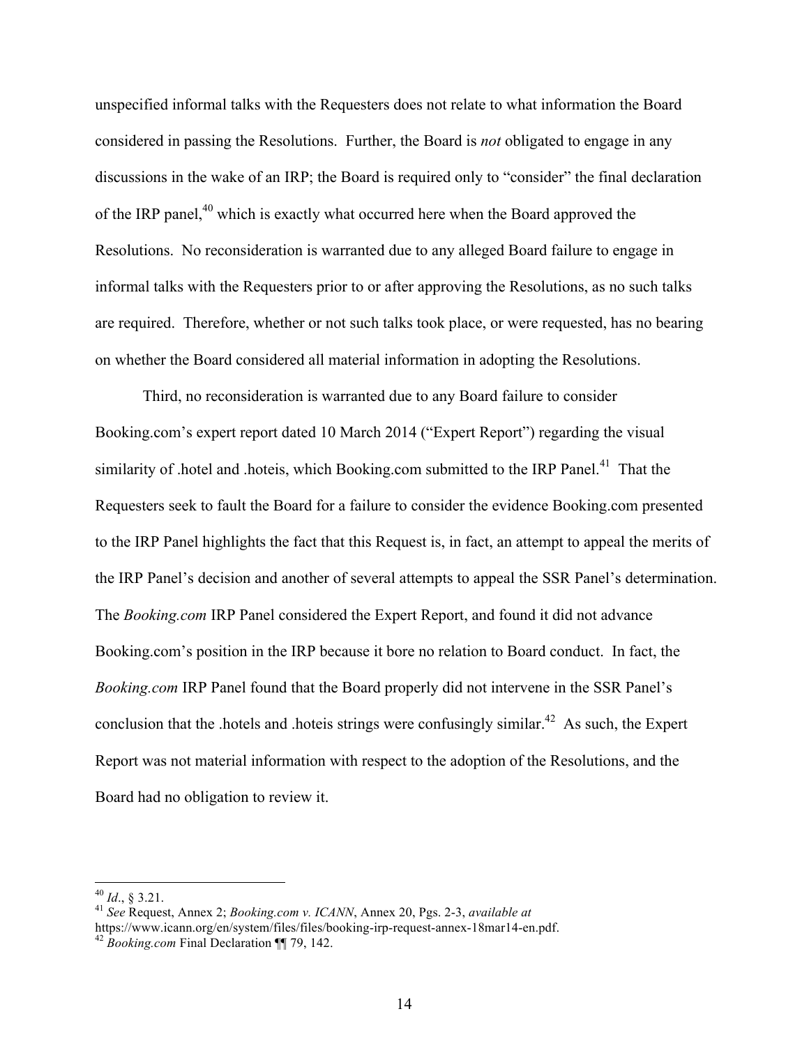unspecified informal talks with the Requesters does not relate to what information the Board considered in passing the Resolutions. Further, the Board is *not* obligated to engage in any discussions in the wake of an IRP; the Board is required only to "consider" the final declaration of the IRP panel,[40] which is exactly what occurred here when the Board approved the Resolutions. No reconsideration is warranted due to any alleged Board failure to engage in informal talks with the Requesters prior to or after approving the Resolutions, as no such talks are required. Therefore, whether or not such talks took place, or were requested, has no bearing on whether the Board considered all material information in adopting the Resolutions.

Third, no reconsideration is warranted due to any Board failure to consider Booking.com's expert report dated 10 March 2014 ("Expert Report") regarding the visual similarity of .hotel and .hoteis, which Booking.com submitted to the IRP Panel.[41] That the Requesters seek to fault the Board for a failure to consider the evidence Booking.com presented to the IRP Panel highlights the fact that this Request is, in fact, an attempt to appeal the merits of the IRP Panel's decision and another of several attempts to appeal the SSR Panel's determination. The *Booking.com* IRP Panel considered the Expert Report, and found it did not advance Booking.com's position in the IRP because it bore no relation to Board conduct. In fact, the *Booking.com* IRP Panel found that the Board properly did not intervene in the SSR Panel's conclusion that the .hotels and .hoteis strings were confusingly similar.[42] As such, the Expert Report was not material information with respect to the adoption of the Resolutions, and the Board had no obligation to review it.

---

[40] *Id*., § 3.21.

[41] *See* Request, Annex 2; *Booking.com v. ICANN*, Annex 20, Pgs. 2-3, *available at* https://www.icann.org/en/system/files/files/booking-irp-request-annex-18mar14-en.pdf.

[42] *Booking.com* Final Declaration ¶¶ 79, 142.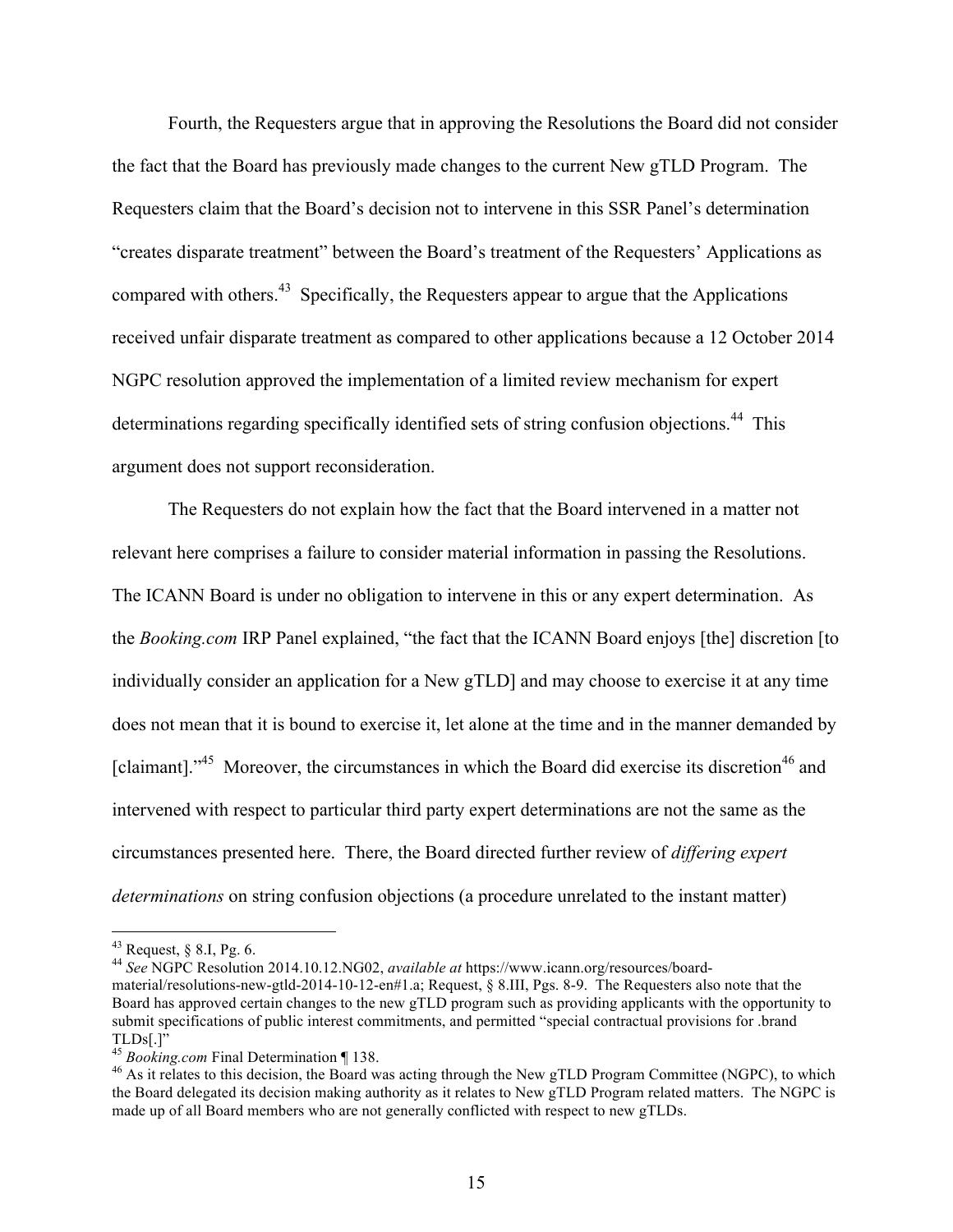Fourth, the Requesters argue that in approving the Resolutions the Board did not consider the fact that the Board has previously made changes to the current New gTLD Program. The Requesters claim that the Board's decision not to intervene in this SSR Panel's determination "creates disparate treatment" between the Board's treatment of the Requesters' Applications as compared with others.[43] Specifically, the Requesters appear to argue that the Applications received unfair disparate treatment as compared to other applications because a 12 October 2014 NGPC resolution approved the implementation of a limited review mechanism for expert determinations regarding specifically identified sets of string confusion objections.[44] This argument does not support reconsideration.

The Requesters do not explain how the fact that the Board intervened in a matter not relevant here comprises a failure to consider material information in passing the Resolutions. The ICANN Board is under no obligation to intervene in this or any expert determination. As the *Booking.com* IRP Panel explained, "the fact that the ICANN Board enjoys [the] discretion [to individually consider an application for a New gTLD] and may choose to exercise it at any time does not mean that it is bound to exercise it, let alone at the time and in the manner demanded by [claimant]."[45] Moreover, the circumstances in which the Board did exercise its discretion[46] and intervened with respect to particular third party expert determinations are not the same as the circumstances presented here. There, the Board directed further review of *differing expert determinations* on string confusion objections (a procedure unrelated to the instant matter)

---

[43] Request, § 8.I, Pg. 6.

[44] *See* NGPC Resolution 2014.10.12.NG02, *available at* https://www.icann.org/resources/board-material/resolutions-new-gtld-2014-10-12-en#1.a; Request, § 8.III, Pgs. 8-9. The Requesters also note that the Board has approved certain changes to the new gTLD program such as providing applicants with the opportunity to submit specifications of public interest commitments, and permitted "special contractual provisions for .brand TLDs[.]"

[45] *Booking.com* Final Determination ¶ 138.

[46] As it relates to this decision, the Board was acting through the New gTLD Program Committee (NGPC), to which the Board delegated its decision making authority as it relates to New gTLD Program related matters. The NGPC is made up of all Board members who are not generally conflicted with respect to new gTLDs.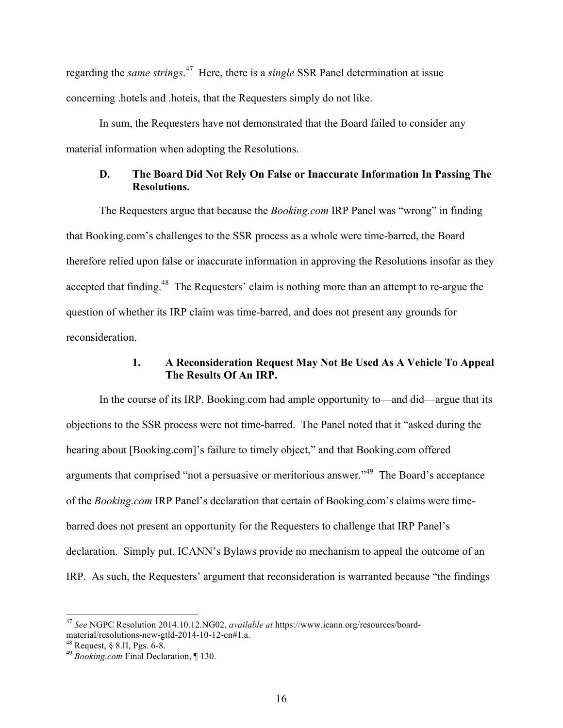regarding the *same strings*.[47] Here, there is a *single* SSR Panel determination at issue concerning .hotels and .hoteis, that the Requesters simply do not like.

In sum, the Requesters have not demonstrated that the Board failed to consider any material information when adopting the Resolutions.

### D. The Board Did Not Rely On False or Inaccurate Information In Passing The Resolutions.

The Requesters argue that because the *Booking.com* IRP Panel was "wrong" in finding that Booking.com's challenges to the SSR process as a whole were time-barred, the Board therefore relied upon false or inaccurate information in approving the Resolutions insofar as they accepted that finding.[48] The Requesters' claim is nothing more than an attempt to re-argue the question of whether its IRP claim was time-barred, and does not present any grounds for reconsideration.

#### 1. A Reconsideration Request May Not Be Used As A Vehicle To Appeal The Results Of An IRP.

In the course of its IRP, Booking.com had ample opportunity to—and did—argue that its objections to the SSR process were not time-barred. The Panel noted that it "asked during the hearing about [Booking.com]'s failure to timely object," and that Booking.com offered arguments that comprised "not a persuasive or meritorious answer."[49] The Board's acceptance of the *Booking.com* IRP Panel's declaration that certain of Booking.com's claims were time-barred does not present an opportunity for the Requesters to challenge that IRP Panel's declaration. Simply put, ICANN's Bylaws provide no mechanism to appeal the outcome of an IRP. As such, the Requesters' argument that reconsideration is warranted because "the findings

---

[47] *See* NGPC Resolution 2014.10.12.NG02, *available at* https://www.icann.org/resources/board-material/resolutions-new-gtld-2014-10-12-en#1.a.

[48] Request, § 8.II, Pgs. 6-8.

[49] *Booking.com* Final Declaration, ¶ 130.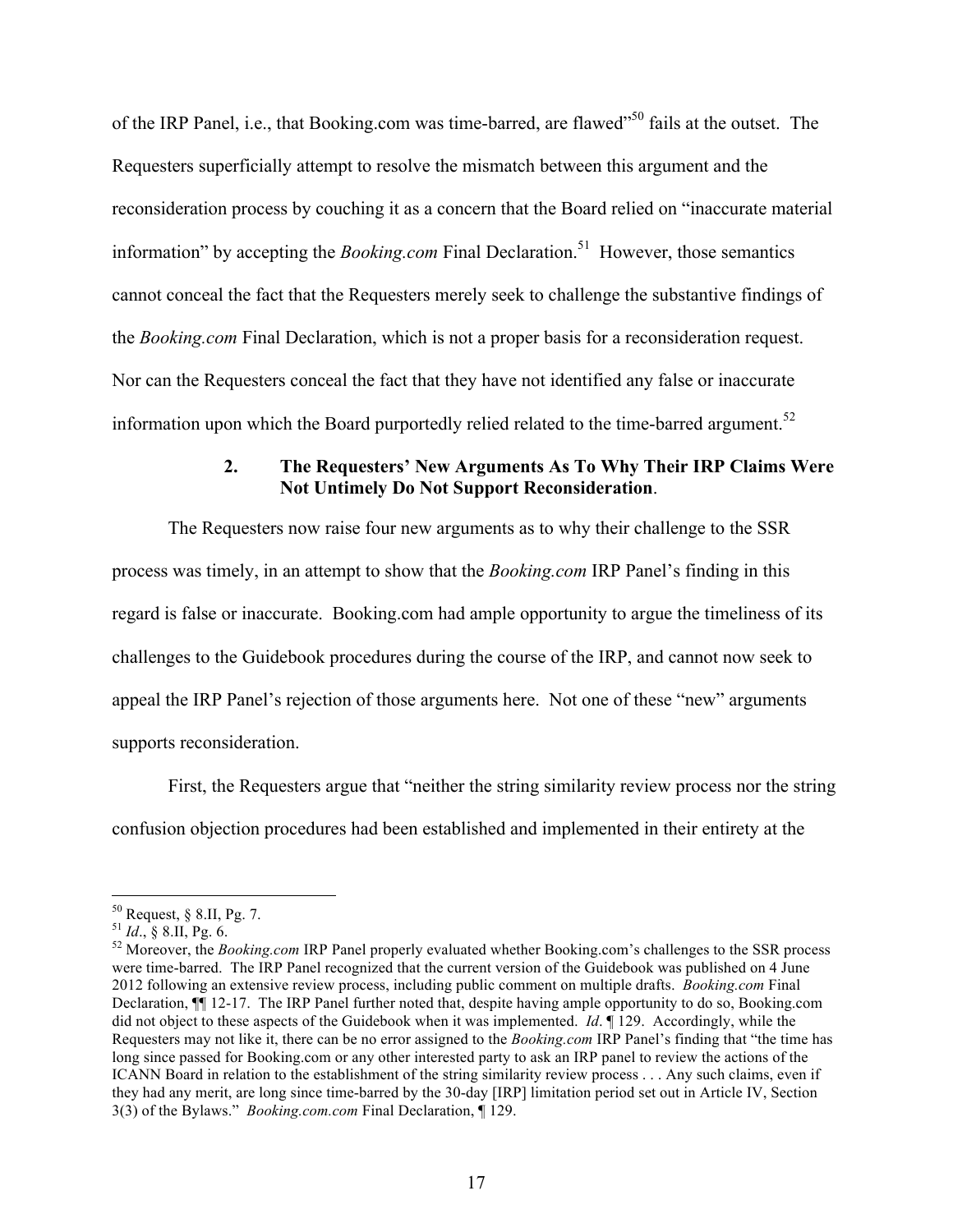of the IRP Panel, i.e., that Booking.com was time-barred, are flawed"[50] fails at the outset. The Requesters superficially attempt to resolve the mismatch between this argument and the reconsideration process by couching it as a concern that the Board relied on "inaccurate material information" by accepting the *Booking.com* Final Declaration.[51] However, those semantics cannot conceal the fact that the Requesters merely seek to challenge the substantive findings of the *Booking.com* Final Declaration, which is not a proper basis for a reconsideration request. Nor can the Requesters conceal the fact that they have not identified any false or inaccurate information upon which the Board purportedly relied related to the time-barred argument.[52]

**2. The Requesters' New Arguments As To Why Their IRP Claims Were Not Untimely Do Not Support Reconsideration**.

The Requesters now raise four new arguments as to why their challenge to the SSR process was timely, in an attempt to show that the *Booking.com* IRP Panel's finding in this regard is false or inaccurate. Booking.com had ample opportunity to argue the timeliness of its challenges to the Guidebook procedures during the course of the IRP, and cannot now seek to appeal the IRP Panel's rejection of those arguments here. Not one of these "new" arguments supports reconsideration.

First, the Requesters argue that "neither the string similarity review process nor the string confusion objection procedures had been established and implemented in their entirety at the

---

[50] Request, § 8.II, Pg. 7.

[51] *Id*., § 8.II, Pg. 6.

[52] Moreover, the *Booking.com* IRP Panel properly evaluated whether Booking.com's challenges to the SSR process were time-barred. The IRP Panel recognized that the current version of the Guidebook was published on 4 June 2012 following an extensive review process, including public comment on multiple drafts. *Booking.com* Final Declaration, ¶¶ 12-17. The IRP Panel further noted that, despite having ample opportunity to do so, Booking.com did not object to these aspects of the Guidebook when it was implemented. *Id*. ¶ 129. Accordingly, while the Requesters may not like it, there can be no error assigned to the *Booking.com* IRP Panel's finding that "the time has long since passed for Booking.com or any other interested party to ask an IRP panel to review the actions of the ICANN Board in relation to the establishment of the string similarity review process . . . Any such claims, even if they had any merit, are long since time-barred by the 30-day [IRP] limitation period set out in Article IV, Section 3(3) of the Bylaws." *Booking.com.com* Final Declaration, ¶ 129.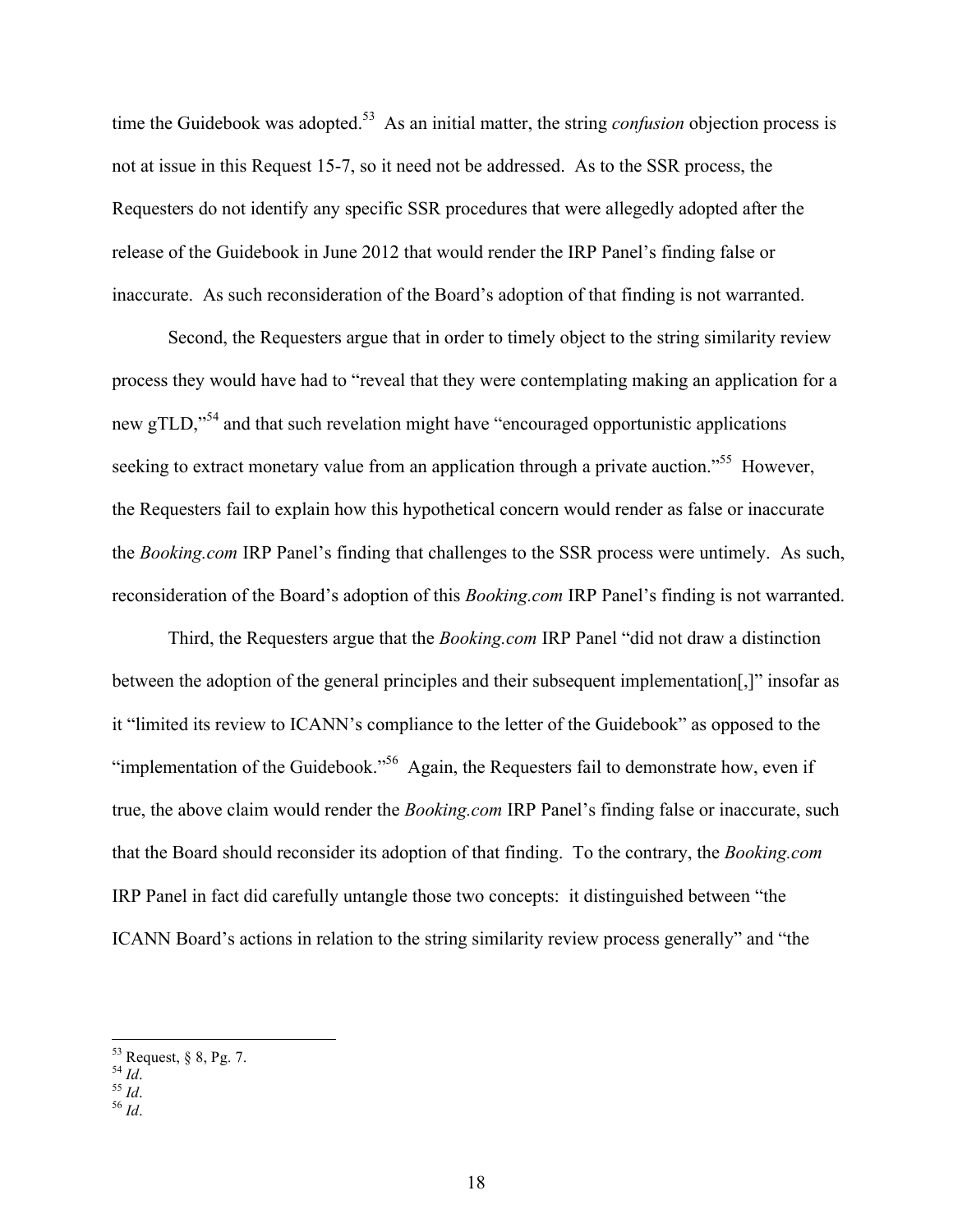time the Guidebook was adopted.[53] As an initial matter, the string *confusion* objection process is not at issue in this Request 15-7, so it need not be addressed. As to the SSR process, the Requesters do not identify any specific SSR procedures that were allegedly adopted after the release of the Guidebook in June 2012 that would render the IRP Panel's finding false or inaccurate. As such reconsideration of the Board's adoption of that finding is not warranted.

Second, the Requesters argue that in order to timely object to the string similarity review process they would have had to "reveal that they were contemplating making an application for a new gTLD,"[54] and that such revelation might have "encouraged opportunistic applications seeking to extract monetary value from an application through a private auction."[55] However, the Requesters fail to explain how this hypothetical concern would render as false or inaccurate the *Booking.com* IRP Panel's finding that challenges to the SSR process were untimely. As such, reconsideration of the Board's adoption of this *Booking.com* IRP Panel's finding is not warranted.

Third, the Requesters argue that the *Booking.com* IRP Panel "did not draw a distinction between the adoption of the general principles and their subsequent implementation[,]" insofar as it "limited its review to ICANN's compliance to the letter of the Guidebook" as opposed to the "implementation of the Guidebook."[56] Again, the Requesters fail to demonstrate how, even if true, the above claim would render the *Booking.com* IRP Panel's finding false or inaccurate, such that the Board should reconsider its adoption of that finding. To the contrary, the *Booking.com* IRP Panel in fact did carefully untangle those two concepts: it distinguished between "the ICANN Board's actions in relation to the string similarity review process generally" and "the

---

[53] Request, § 8, Pg. 7.
[54] *Id*.
[55] *Id*.
[56] *Id*.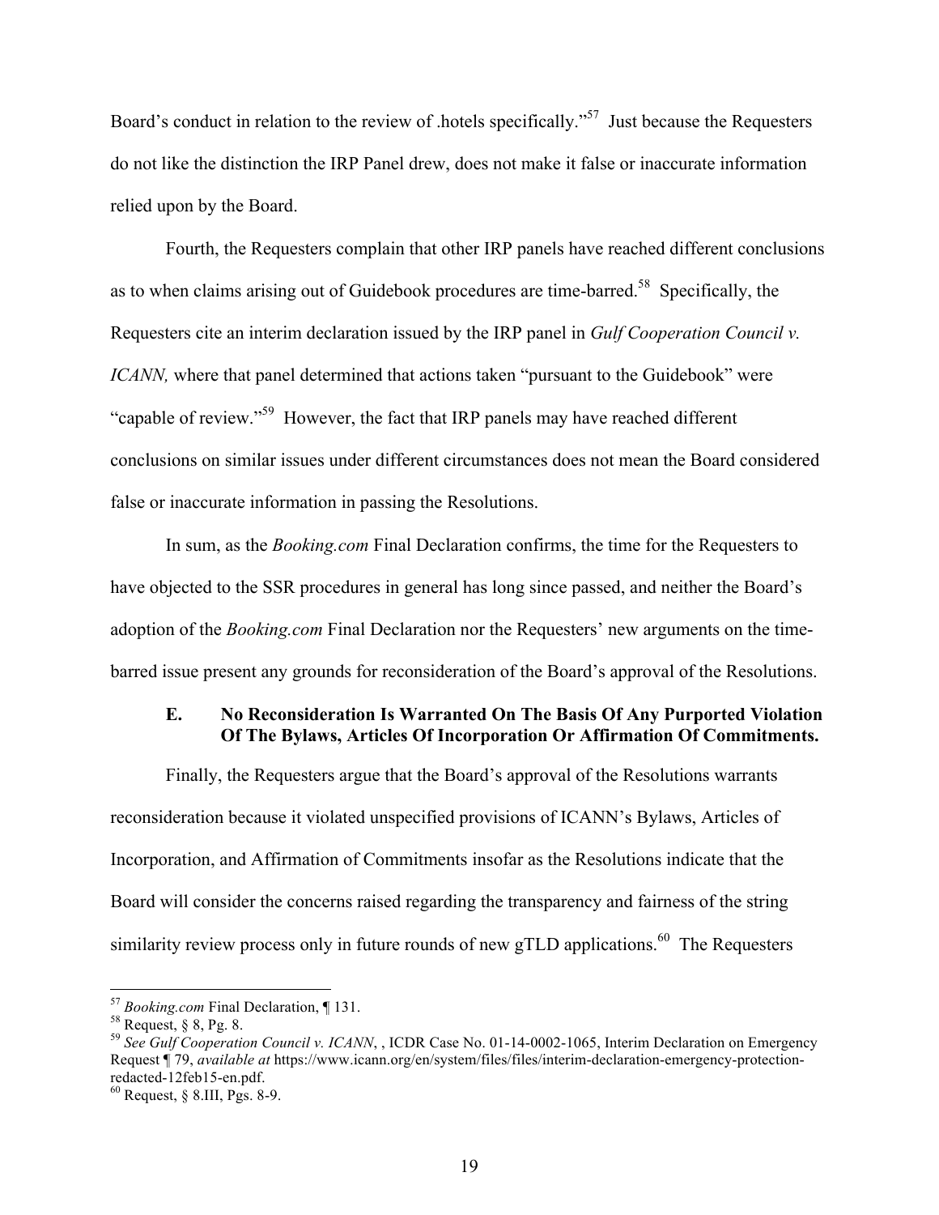Board's conduct in relation to the review of .hotels specifically."[57] Just because the Requesters do not like the distinction the IRP Panel drew, does not make it false or inaccurate information relied upon by the Board.

Fourth, the Requesters complain that other IRP panels have reached different conclusions as to when claims arising out of Guidebook procedures are time-barred.[58] Specifically, the Requesters cite an interim declaration issued by the IRP panel in *Gulf Cooperation Council v. ICANN,* where that panel determined that actions taken "pursuant to the Guidebook" were "capable of review."[59] However, the fact that IRP panels may have reached different conclusions on similar issues under different circumstances does not mean the Board considered false or inaccurate information in passing the Resolutions.

In sum, as the *Booking.com* Final Declaration confirms, the time for the Requesters to have objected to the SSR procedures in general has long since passed, and neither the Board's adoption of the *Booking.com* Final Declaration nor the Requesters' new arguments on the time-barred issue present any grounds for reconsideration of the Board's approval of the Resolutions.

### E. No Reconsideration Is Warranted On The Basis Of Any Purported Violation Of The Bylaws, Articles Of Incorporation Or Affirmation Of Commitments.

Finally, the Requesters argue that the Board's approval of the Resolutions warrants reconsideration because it violated unspecified provisions of ICANN's Bylaws, Articles of Incorporation, and Affirmation of Commitments insofar as the Resolutions indicate that the Board will consider the concerns raised regarding the transparency and fairness of the string similarity review process only in future rounds of new gTLD applications.[60] The Requesters

---

[57] *Booking.com* Final Declaration, ¶ 131.

[58] Request, § 8, Pg. 8.

[59] *See Gulf Cooperation Council v. ICANN*, , ICDR Case No. 01-14-0002-1065, Interim Declaration on Emergency Request ¶ 79, *available at* https://www.icann.org/en/system/files/files/interim-declaration-emergency-protection-redacted-12feb15-en.pdf.

[60] Request, § 8.III, Pgs. 8-9.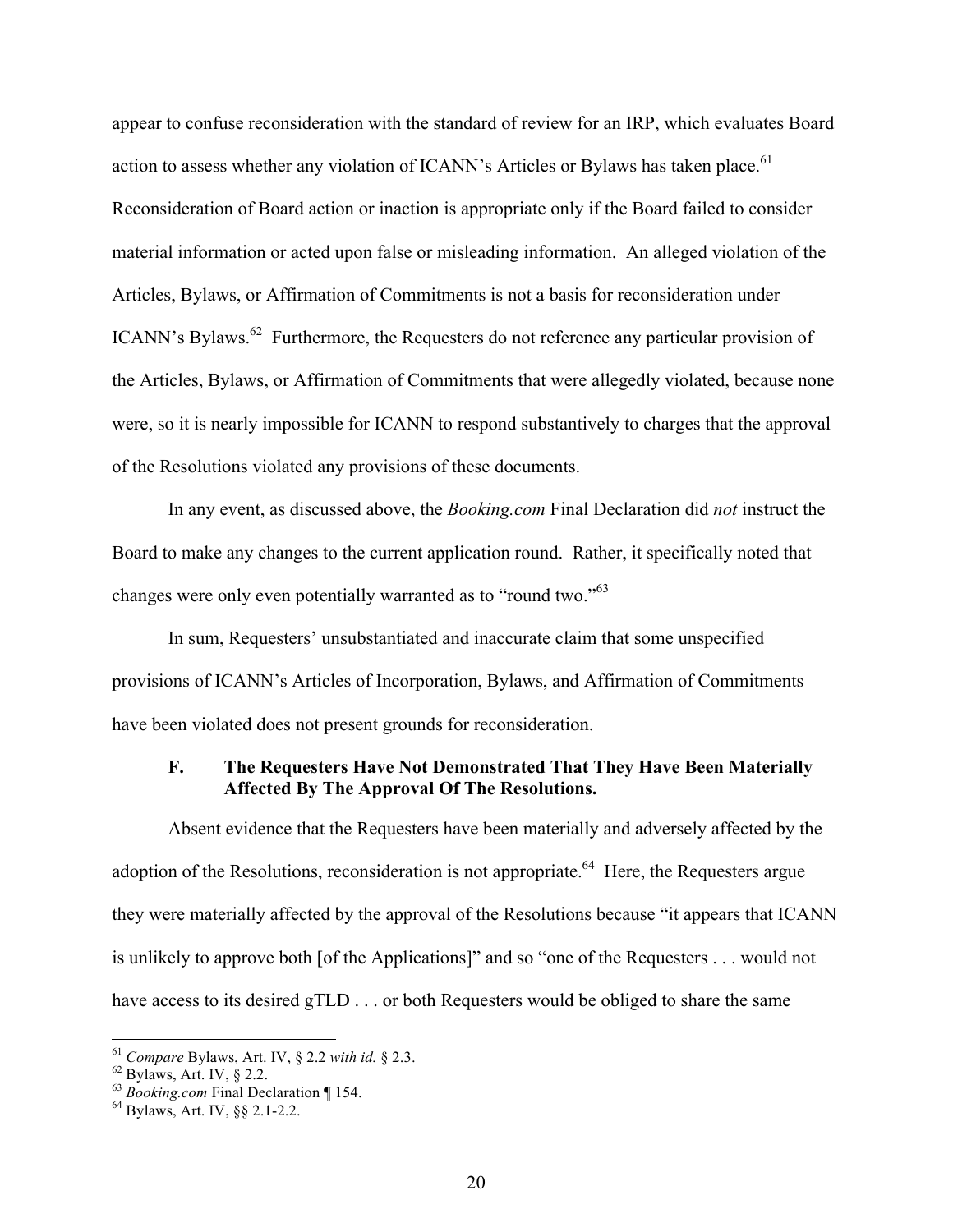appear to confuse reconsideration with the standard of review for an IRP, which evaluates Board action to assess whether any violation of ICANN's Articles or Bylaws has taken place.[61] Reconsideration of Board action or inaction is appropriate only if the Board failed to consider material information or acted upon false or misleading information. An alleged violation of the Articles, Bylaws, or Affirmation of Commitments is not a basis for reconsideration under ICANN's Bylaws.[62] Furthermore, the Requesters do not reference any particular provision of the Articles, Bylaws, or Affirmation of Commitments that were allegedly violated, because none were, so it is nearly impossible for ICANN to respond substantively to charges that the approval of the Resolutions violated any provisions of these documents.

In any event, as discussed above, the *Booking.com* Final Declaration did *not* instruct the Board to make any changes to the current application round. Rather, it specifically noted that changes were only even potentially warranted as to "round two."[63]

In sum, Requesters' unsubstantiated and inaccurate claim that some unspecified provisions of ICANN's Articles of Incorporation, Bylaws, and Affirmation of Commitments have been violated does not present grounds for reconsideration.

### F. The Requesters Have Not Demonstrated That They Have Been Materially Affected By The Approval Of The Resolutions.

Absent evidence that the Requesters have been materially and adversely affected by the adoption of the Resolutions, reconsideration is not appropriate.[64] Here, the Requesters argue they were materially affected by the approval of the Resolutions because "it appears that ICANN is unlikely to approve both [of the Applications]" and so "one of the Requesters . . . would not have access to its desired gTLD . . . or both Requesters would be obliged to share the same

---

[61] *Compare* Bylaws, Art. IV, § 2.2 *with id.* § 2.3.

[62] Bylaws, Art. IV, § 2.2.

[63] *Booking.com* Final Declaration ¶ 154.

[64] Bylaws, Art. IV, §§ 2.1-2.2.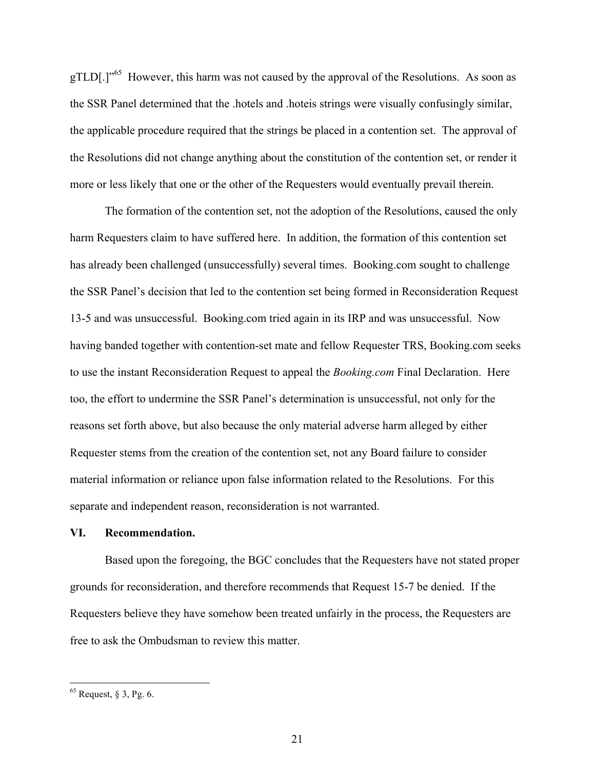gTLD[.]”[65] However, this harm was not caused by the approval of the Resolutions. As soon as the SSR Panel determined that the .hotels and .hoteis strings were visually confusingly similar, the applicable procedure required that the strings be placed in a contention set. The approval of the Resolutions did not change anything about the constitution of the contention set, or render it more or less likely that one or the other of the Requesters would eventually prevail therein.

The formation of the contention set, not the adoption of the Resolutions, caused the only harm Requesters claim to have suffered here. In addition, the formation of this contention set has already been challenged (unsuccessfully) several times. Booking.com sought to challenge the SSR Panel's decision that led to the contention set being formed in Reconsideration Request 13-5 and was unsuccessful. Booking.com tried again in its IRP and was unsuccessful. Now having banded together with contention-set mate and fellow Requester TRS, Booking.com seeks to use the instant Reconsideration Request to appeal the *Booking.com* Final Declaration. Here too, the effort to undermine the SSR Panel's determination is unsuccessful, not only for the reasons set forth above, but also because the only material adverse harm alleged by either Requester stems from the creation of the contention set, not any Board failure to consider material information or reliance upon false information related to the Resolutions. For this separate and independent reason, reconsideration is not warranted.

## VI. Recommendation.

Based upon the foregoing, the BGC concludes that the Requesters have not stated proper grounds for reconsideration, and therefore recommends that Request 15-7 be denied. If the Requesters believe they have somehow been treated unfairly in the process, the Requesters are free to ask the Ombudsman to review this matter.

---

[65] Request, § 3, Pg. 6.